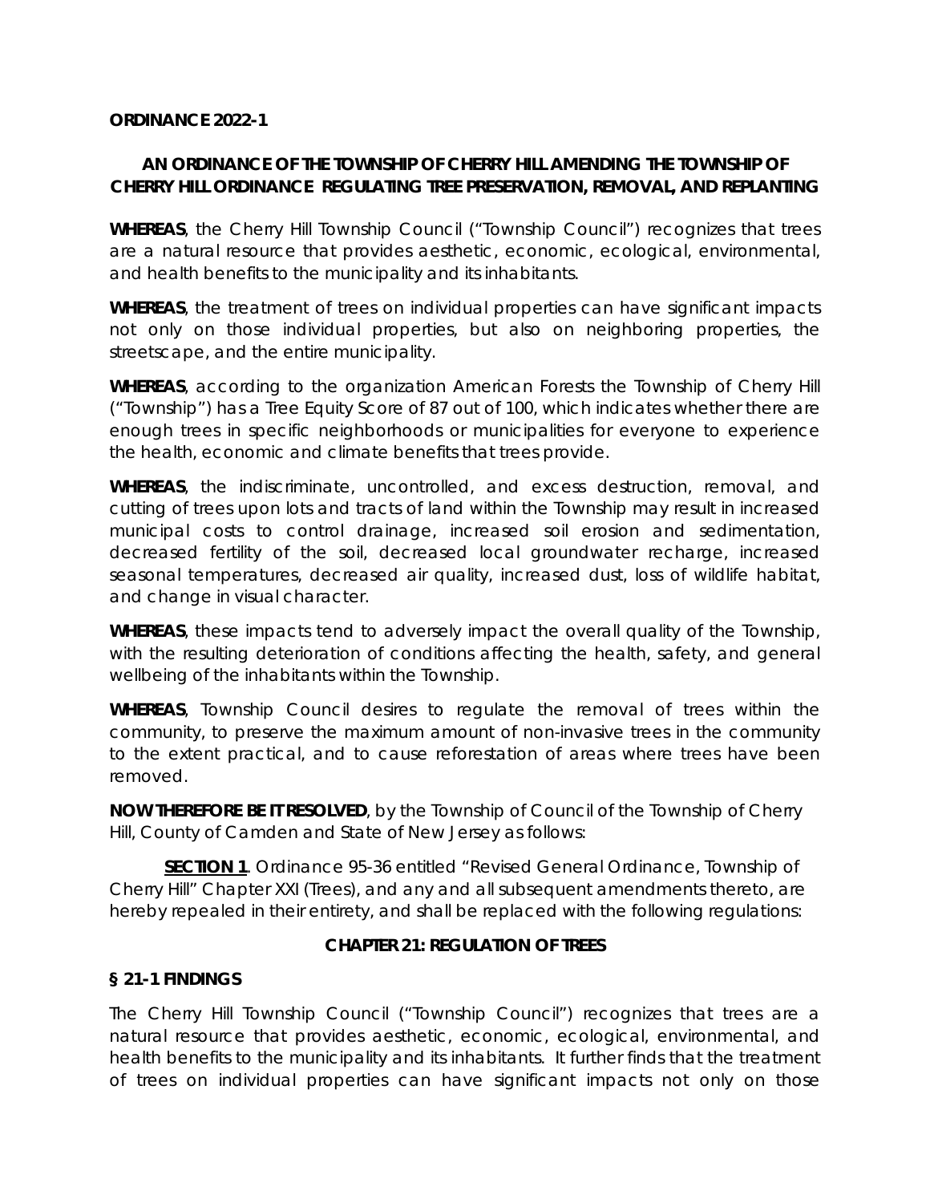**ORDINANCE 2022-1**

**AN ORDINANCE OF THE TOWNSHIP OF CHERRY HILL AMENDING THE TOWNSHIP OF CHERRY HILL ORDINANCE REGULATING TREE PRESERVATION, REMOVAL, AND REPLANTING**

**WHEREAS**, the Cherry Hill Township Council ("Township Council") recognizes that trees are a natural resource that provides aesthetic, economic, ecological, environmental, and health benefits to the municipality and its inhabitants.

**WHEREAS**, the treatment of trees on individual properties can have significant impacts not only on those individual properties, but also on neighboring properties, the streetscape, and the entire municipality.

**WHEREAS**, according to the organization American Forests the Township of Cherry Hill ("Township") has a Tree Equity Score of 87 out of 100, which indicates whether there are enough trees in specific neighborhoods or municipalities for everyone to experience the health, economic and climate benefits that trees provide.

**WHEREAS**, the indiscriminate, uncontrolled, and excess destruction, removal, and cutting of trees upon lots and tracts of land within the Township may result in increased municipal costs to control drainage, increased soil erosion and sedimentation, decreased fertility of the soil, decreased local groundwater recharge, increased seasonal temperatures, decreased air quality, increased dust, loss of wildlife habitat, and change in visual character.

**WHEREAS**, these impacts tend to adversely impact the overall quality of the Township, with the resulting deterioration of conditions affecting the health, safety, and general wellbeing of the inhabitants within the Township.

**WHEREAS**, Township Council desires to regulate the removal of trees within the community, to preserve the maximum amount of non-invasive trees in the community to the extent practical, and to cause reforestation of areas where trees have been removed.

**NOW THEREFORE BE IT RESOLVED**, by the Township of Council of the Township of Cherry Hill, County of Camden and State of New Jersey as follows:

**SECTION 1**. Ordinance 95-36 entitled "Revised General Ordinance, Township of Cherry Hill" Chapter XXI (Trees), and any and all subsequent amendments thereto, are hereby repealed in their entirety, and shall be replaced with the following regulations:

**CHAPTER 21: REGULATION OF TREES**

**§ 21-1 FINDINGS**

The Cherry Hill Township Council ("Township Council") recognizes that trees are a natural resource that provides aesthetic, economic, ecological, environmental, and health benefits to the municipality and its inhabitants. It further finds that the treatment of trees on individual properties can have significant impacts not only on those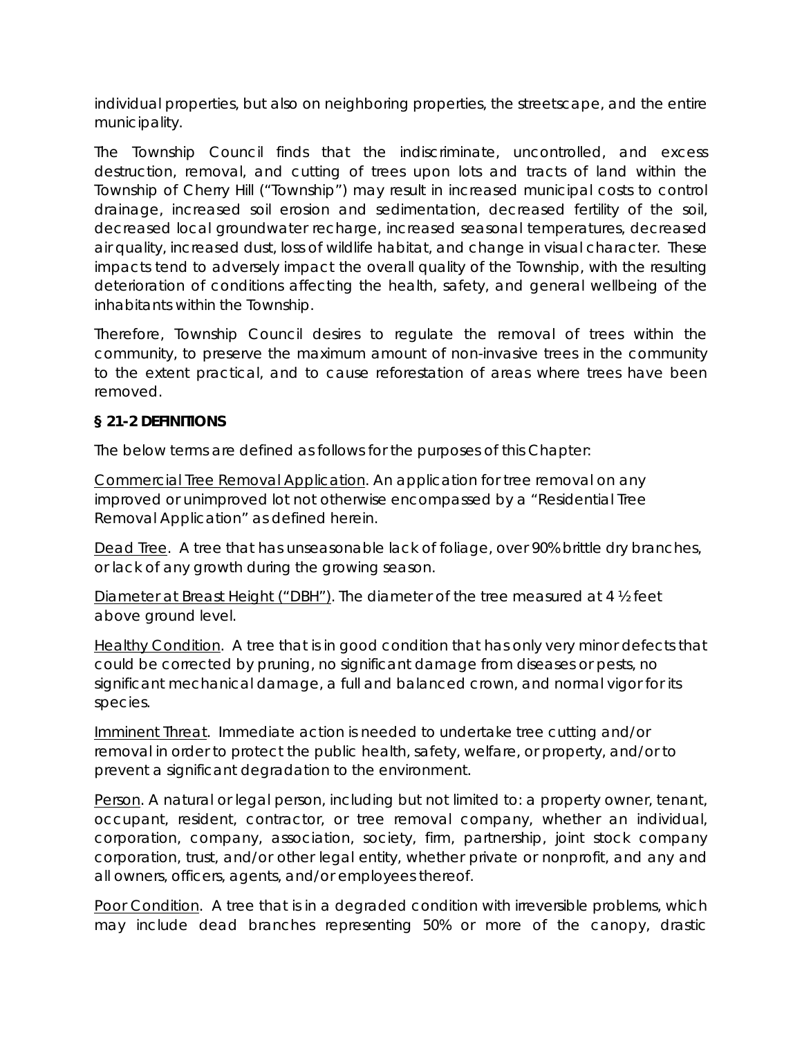individual properties, but also on neighboring properties, the streetscape, and the entire municipality.

The Township Council finds that the indiscriminate, uncontrolled, and excess destruction, removal, and cutting of trees upon lots and tracts of land within the Township of Cherry Hill ("Township") may result in increased municipal costs to control drainage, increased soil erosion and sedimentation, decreased fertility of the soil, decreased local groundwater recharge, increased seasonal temperatures, decreased air quality, increased dust, loss of wildlife habitat, and change in visual character. These impacts tend to adversely impact the overall quality of the Township, with the resulting deterioration of conditions affecting the health, safety, and general wellbeing of the inhabitants within the Township.

Therefore, Township Council desires to regulate the removal of trees within the community, to preserve the maximum amount of non-invasive trees in the community to the extent practical, and to cause reforestation of areas where trees have been removed.

**§ 21-2 DEFINITIONS**

The below terms are defined as follows for the purposes of this Chapter:

Commercial Tree Removal Application. An application for tree removal on any improved or unimproved lot not otherwise encompassed by a "Residential Tree Removal Application" as defined herein.

Dead Tree. A tree that has unseasonable lack of foliage, over 90% brittle dry branches, or lack of any growth during the growing season.

Diameter at Breast Height ("DBH"). The diameter of the tree measured at 4 ½ feet above ground level.

Healthy Condition. A tree that is in good condition that has only very minor defects that could be corrected by pruning, no significant damage from diseases or pests, no significant mechanical damage, a full and balanced crown, and normal vigor for its species.

Imminent Threat. Immediate action is needed to undertake tree cutting and/or removal in order to protect the public health, safety, welfare, or property, and/or to prevent a significant degradation to the environment.

Person. A natural or legal person, including but not limited to: a property owner, tenant, occupant, resident, contractor, or tree removal company, whether an individual, corporation, company, association, society, firm, partnership, joint stock company corporation, trust, and/or other legal entity, whether private or nonprofit, and any and all owners, officers, agents, and/or employees thereof.

Poor Condition. A tree that is in a degraded condition with irreversible problems, which may include dead branches representing 50% or more of the canopy, drastic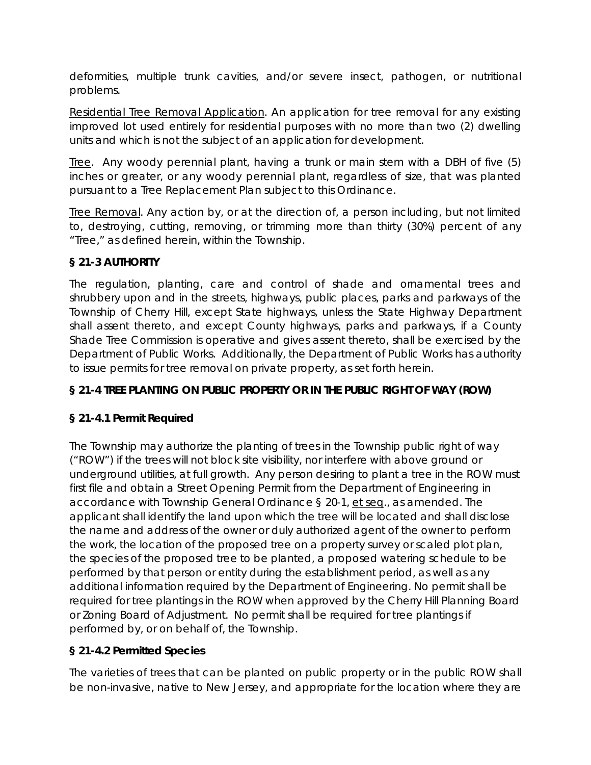deformities, multiple trunk cavities, and/or severe insect, pathogen, or nutritional problems.

Residential Tree Removal Application. An application for tree removal for any existing improved lot used entirely for residential purposes with no more than two (2) dwelling units and which is not the subject of an application for development.

Tree. Any woody perennial plant, having a trunk or main stem with a DBH of five (5) inches or greater, or any woody perennial plant, regardless of size, that was planted pursuant to a Tree Replacement Plan subject to this Ordinance.

Tree Removal. Any action by, or at the direction of, a person including, but not limited to, destroying, cutting, removing, or trimming more than thirty (30%) percent of any "Tree," as defined herein, within the Township.

**§ 21-3 AUTHORITY**

The regulation, planting, care and control of shade and ornamental trees and shrubbery upon and in the streets, highways, public places, parks and parkways of the Township of Cherry Hill, except State highways, unless the State Highway Department shall assent thereto, and except County highways, parks and parkways, if a County Shade Tree Commission is operative and gives assent thereto, shall be exercised by the Department of Public Works. Additionally, the Department of Public Works has authority to issue permits for tree removal on private property, as set forth herein.

**§ 21-4 TREE PLANTING ON PUBLIC PROPERTY OR IN THE PUBLIC RIGHT OF WAY (ROW)**

**§ 21-4.1 Permit Required**

The Township may authorize the planting of trees in the Township public right of way ("ROW") if the trees will not block site visibility, nor interfere with above ground or underground utilities, at full growth. Any person desiring to plant a tree in the ROW must first file and obtain a Street Opening Permit from the Department of Engineering in accordance with Township General Ordinance § 20-1, et seq., as amended. The applicant shall identify the land upon which the tree will be located and shall disclose the name and address of the owner or duly authorized agent of the owner to perform the work, the location of the proposed tree on a property survey or scaled plot plan, the species of the proposed tree to be planted, a proposed watering schedule to be performed by that person or entity during the establishment period, as well as any additional information required by the Department of Engineering. No permit shall be required for tree plantings in the ROW when approved by the Cherry Hill Planning Board or Zoning Board of Adjustment. No permit shall be required for tree plantings if performed by, or on behalf of, the Township.

**§ 21-4.2 Permitted Species**

The varieties of trees that can be planted on public property or in the public ROW shall be non-invasive, native to New Jersey, and appropriate for the location where they are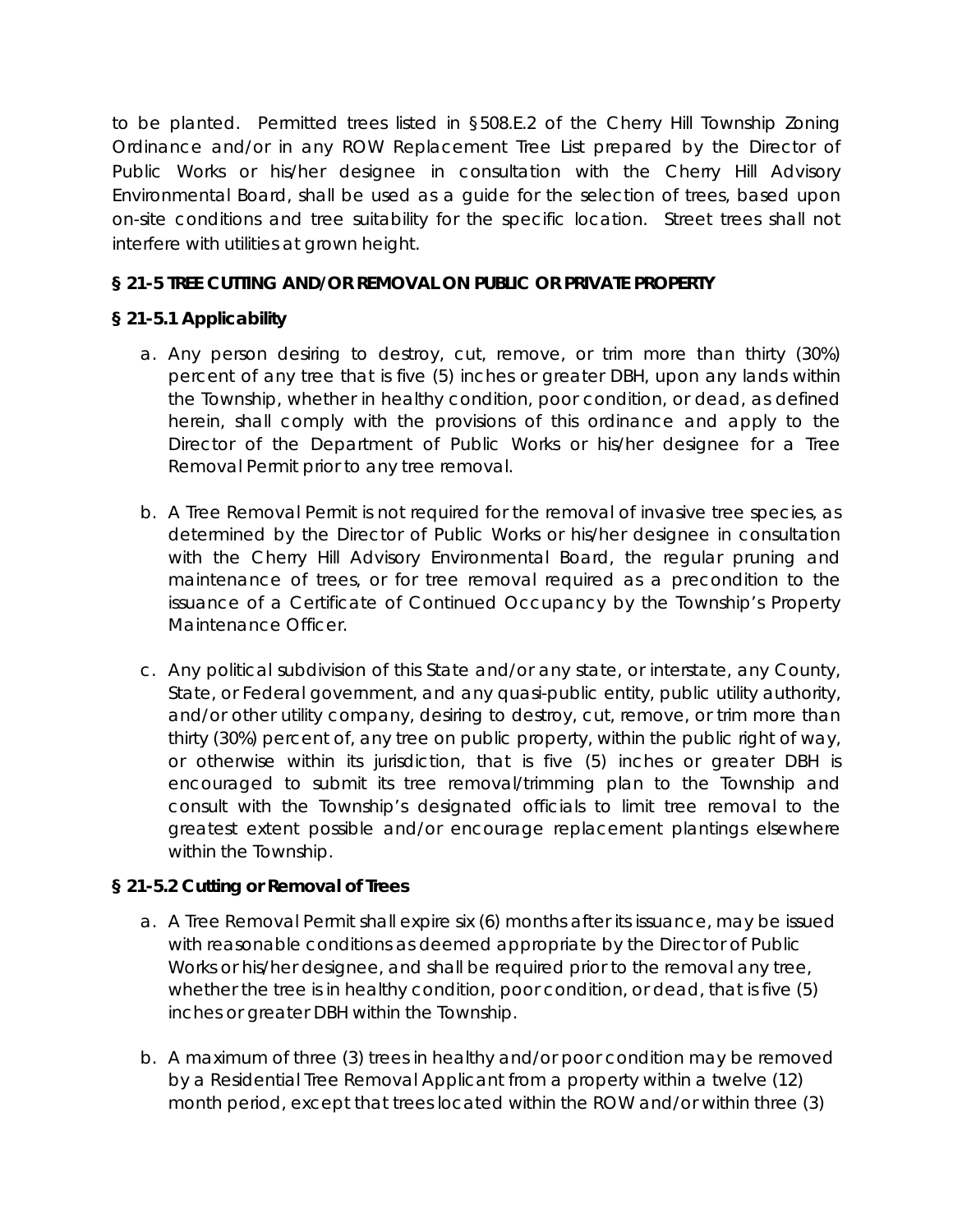to be planted. Permitted trees listed in §508.E.2 of the Cherry Hill Township Zoning Ordinance and/or in any ROW Replacement Tree List prepared by the Director of Public Works or his/her designee in consultation with the Cherry Hill Advisory Environmental Board, shall be used as a guide for the selection of trees, based upon on-site conditions and tree suitability for the specific location. Street trees shall not interfere with utilities at grown height.

**§ 21-5 TREE CUTTING AND/OR REMOVAL ON PUBLIC OR PRIVATE PROPERTY**

**§ 21-5.1 Applicability**

a. Any person desiring to destroy, cut, remove, or trim more than thirty (30%) percent of any tree that is five (5) inches or greater DBH, upon any lands within the Township, whether in healthy condition, poor condition, or dead, as defined herein, shall comply with the provisions of this ordinance and apply to the Director of the Department of Public Works or his/her designee for a Tree Removal Permit prior to any tree removal.

b. A Tree Removal Permit is not required for the removal of invasive tree species, as determined by the Director of Public Works or his/her designee in consultation with the Cherry Hill Advisory Environmental Board, the regular pruning and maintenance of trees, or for tree removal required as a precondition to the issuance of a Certificate of Continued Occupancy by the Township's Property Maintenance Officer.

c. Any political subdivision of this State and/or any state, or interstate, any County, State, or Federal government, and any quasi-public entity, public utility authority, and/or other utility company, desiring to destroy, cut, remove, or trim more than thirty (30%) percent of, any tree on public property, within the public right of way, or otherwise within its jurisdiction, that is five (5) inches or greater DBH is encouraged to submit its tree removal/trimming plan to the Township and consult with the Township's designated officials to limit tree removal to the greatest extent possible and/or encourage replacement plantings elsewhere within the Township.

**§ 21-5.2 Cutting or Removal of Trees**

a. A Tree Removal Permit shall expire six (6) months after its issuance, may be issued with reasonable conditions as deemed appropriate by the Director of Public Works or his/her designee, and shall be required prior to the removal any tree, whether the tree is in healthy condition, poor condition, or dead, that is five (5) inches or greater DBH within the Township.

b. A maximum of three (3) trees in healthy and/or poor condition may be removed by a Residential Tree Removal Applicant from a property within a twelve (12) month period, except that trees located within the ROW and/or within three (3)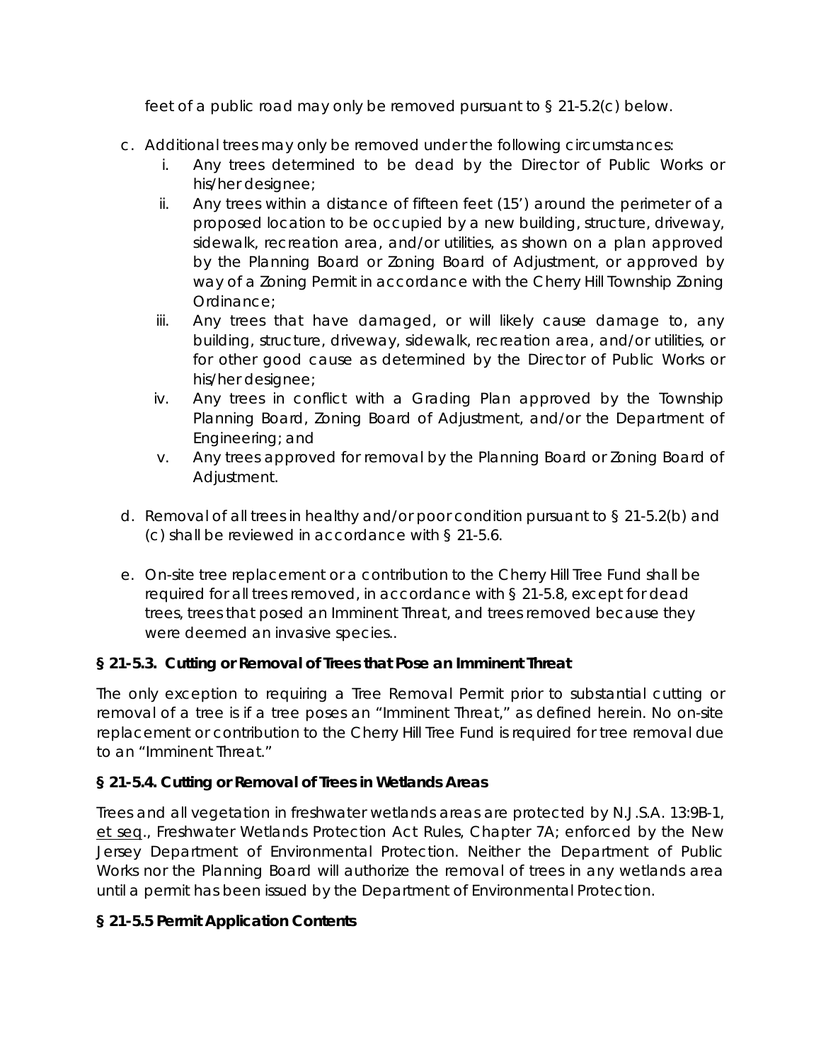feet of a public road may only be removed pursuant to § 21-5.2(c) below.

c. Additional trees may only be removed under the following circumstances:
   i. Any trees determined to be dead by the Director of Public Works or his/her designee;
   ii. Any trees within a distance of fifteen feet (15') around the perimeter of a proposed location to be occupied by a new building, structure, driveway, sidewalk, recreation area, and/or utilities, as shown on a plan approved by the Planning Board or Zoning Board of Adjustment, or approved by way of a Zoning Permit in accordance with the Cherry Hill Township Zoning Ordinance;
   iii. Any trees that have damaged, or will likely cause damage to, any building, structure, driveway, sidewalk, recreation area, and/or utilities, or for other good cause as determined by the Director of Public Works or his/her designee;
   iv. Any trees in conflict with a Grading Plan approved by the Township Planning Board, Zoning Board of Adjustment, and/or the Department of Engineering; and
   v. Any trees approved for removal by the Planning Board or Zoning Board of Adjustment.

d. Removal of all trees in healthy and/or poor condition pursuant to § 21-5.2(b) and (c) shall be reviewed in accordance with § 21-5.6.

e. On-site tree replacement or a contribution to the Cherry Hill Tree Fund shall be required for all trees removed, in accordance with § 21-5.8, except for dead trees, trees that posed an Imminent Threat, and trees removed because they were deemed an invasive species..

**§ 21-5.3. Cutting or Removal of Trees that Pose an Imminent Threat**

The only exception to requiring a Tree Removal Permit prior to substantial cutting or removal of a tree is if a tree poses an "Imminent Threat," as defined herein. No on-site replacement or contribution to the Cherry Hill Tree Fund is required for tree removal due to an "Imminent Threat."

**§ 21-5.4. Cutting or Removal of Trees in Wetlands Areas**

Trees and all vegetation in freshwater wetlands areas are protected by N.J.S.A. 13:9B-1, et seq., Freshwater Wetlands Protection Act Rules, Chapter 7A; enforced by the New Jersey Department of Environmental Protection. Neither the Department of Public Works nor the Planning Board will authorize the removal of trees in any wetlands area until a permit has been issued by the Department of Environmental Protection.

**§ 21-5.5 Permit Application Contents**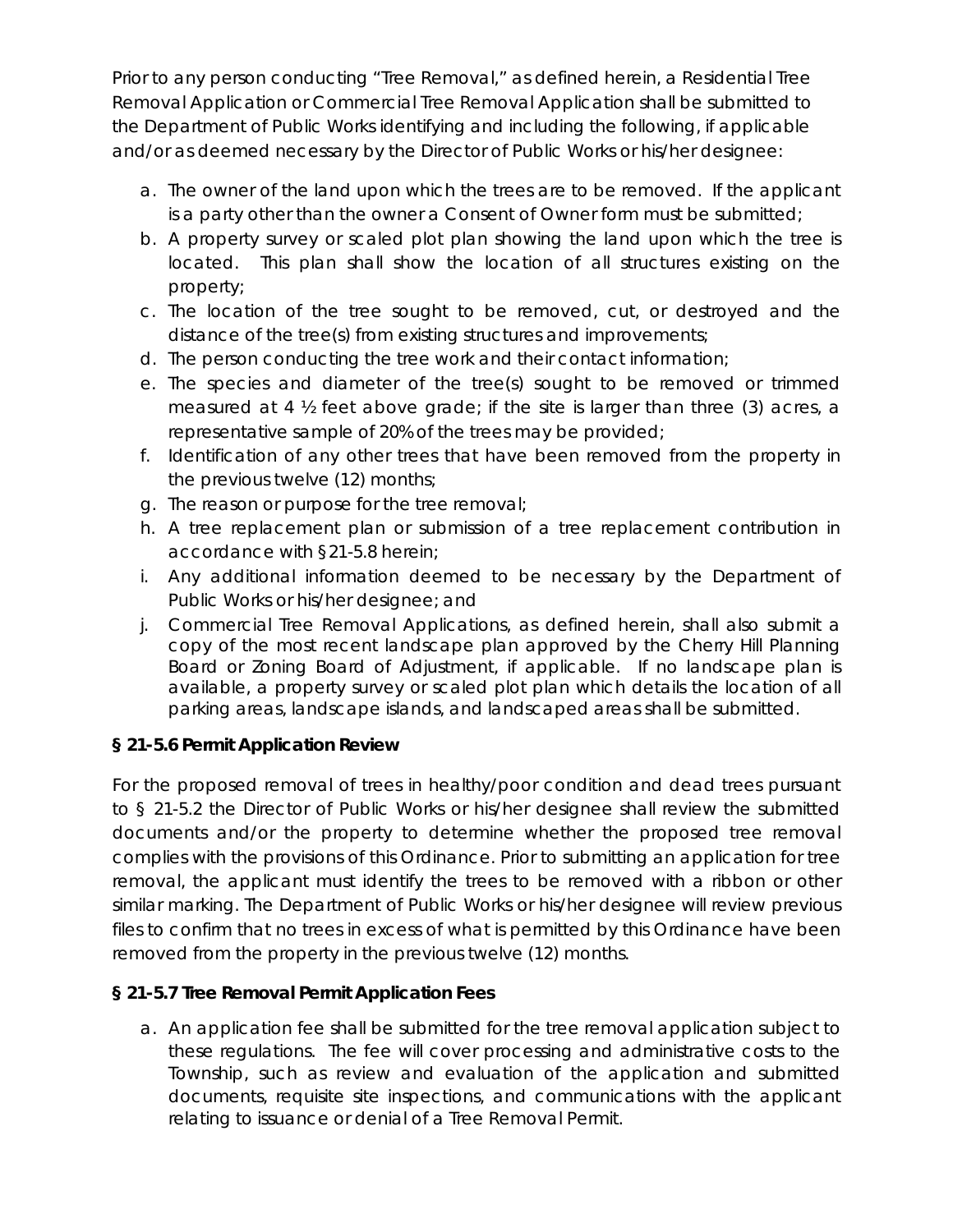Prior to any person conducting "Tree Removal," as defined herein, a Residential Tree Removal Application or Commercial Tree Removal Application shall be submitted to the Department of Public Works identifying and including the following, if applicable and/or as deemed necessary by the Director of Public Works or his/her designee:

a. The owner of the land upon which the trees are to be removed. If the applicant is a party other than the owner a Consent of Owner form must be submitted;
b. A property survey or scaled plot plan showing the land upon which the tree is located. This plan shall show the location of all structures existing on the property;
c. The location of the tree sought to be removed, cut, or destroyed and the distance of the tree(s) from existing structures and improvements;
d. The person conducting the tree work and their contact information;
e. The species and diameter of the tree(s) sought to be removed or trimmed measured at 4 ½ feet above grade; if the site is larger than three (3) acres, a representative sample of 20% of the trees may be provided;
f. Identification of any other trees that have been removed from the property in the previous twelve (12) months;
g. The reason or purpose for the tree removal;
h. A tree replacement plan or submission of a tree replacement contribution in accordance with §21-5.8 herein;
i. Any additional information deemed to be necessary by the Department of Public Works or his/her designee; and
j. Commercial Tree Removal Applications, as defined herein, shall also submit a copy of the most recent landscape plan approved by the Cherry Hill Planning Board or Zoning Board of Adjustment, if applicable. If no landscape plan is available, a property survey or scaled plot plan which details the location of all parking areas, landscape islands, and landscaped areas shall be submitted.

### § 21-5.6 Permit Application Review

For the proposed removal of trees in healthy/poor condition and dead trees pursuant to § 21-5.2 the Director of Public Works or his/her designee shall review the submitted documents and/or the property to determine whether the proposed tree removal complies with the provisions of this Ordinance. Prior to submitting an application for tree removal, the applicant must identify the trees to be removed with a ribbon or other similar marking. The Department of Public Works or his/her designee will review previous files to confirm that no trees in excess of what is permitted by this Ordinance have been removed from the property in the previous twelve (12) months.

### § 21-5.7 Tree Removal Permit Application Fees

a. An application fee shall be submitted for the tree removal application subject to these regulations. The fee will cover processing and administrative costs to the Township, such as review and evaluation of the application and submitted documents, requisite site inspections, and communications with the applicant relating to issuance or denial of a Tree Removal Permit.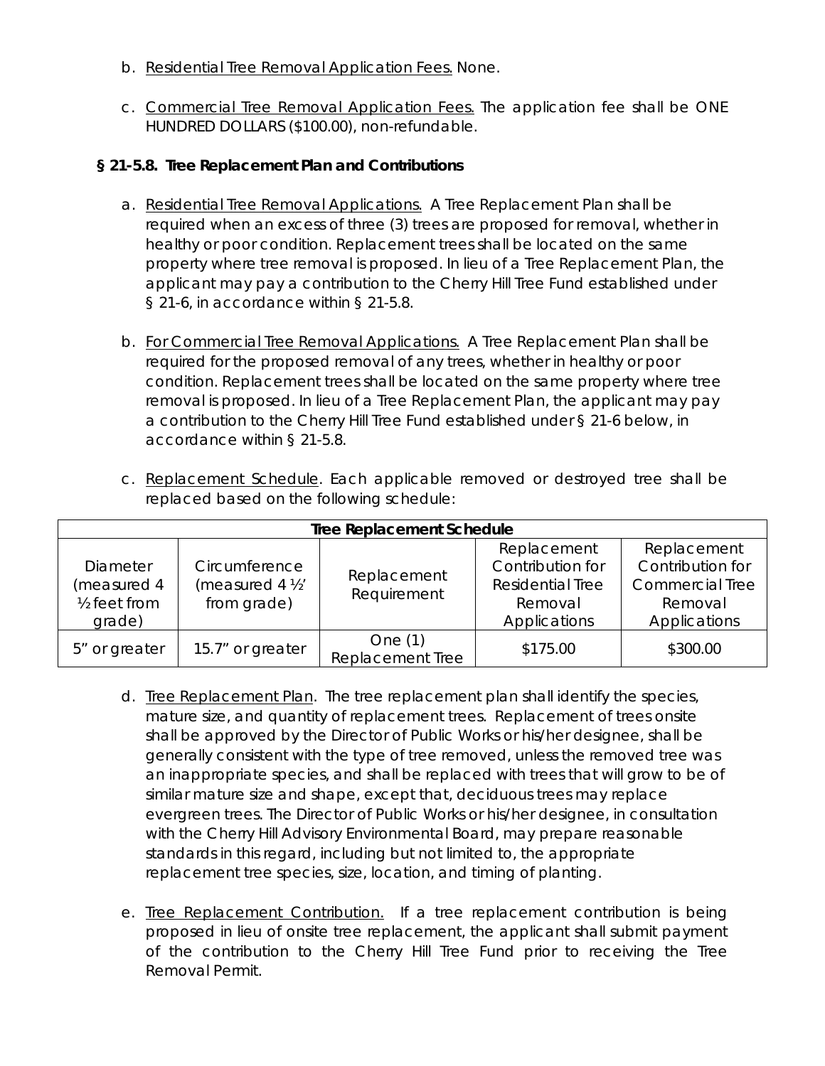b. Residential Tree Removal Application Fees. None.

c. Commercial Tree Removal Application Fees. The application fee shall be ONE HUNDRED DOLLARS ($100.00), non-refundable.

### § 21-5.8. Tree Replacement Plan and Contributions

a. Residential Tree Removal Applications. A Tree Replacement Plan shall be required when an excess of three (3) trees are proposed for removal, whether in healthy or poor condition. Replacement trees shall be located on the same property where tree removal is proposed. In lieu of a Tree Replacement Plan, the applicant may pay a contribution to the Cherry Hill Tree Fund established under § 21-6, in accordance within § 21-5.8.

b. For Commercial Tree Removal Applications. A Tree Replacement Plan shall be required for the proposed removal of any trees, whether in healthy or poor condition. Replacement trees shall be located on the same property where tree removal is proposed. In lieu of a Tree Replacement Plan, the applicant may pay a contribution to the Cherry Hill Tree Fund established under § 21-6 below, in accordance within § 21-5.8.

c. Replacement Schedule. Each applicable removed or destroyed tree shall be replaced based on the following schedule:

| Tree Replacement Schedule | | | | |
|---|---|---|---|---|
| Diameter (measured 4 ½ feet from grade) | Circumference (measured 4 ½' from grade) | Replacement Requirement | Replacement Contribution for Residential Tree Removal Applications | Replacement Contribution for Commercial Tree Removal Applications |
| 5" or greater | 15.7" or greater | One (1) Replacement Tree | $175.00 | $300.00 |

d. Tree Replacement Plan. The tree replacement plan shall identify the species, mature size, and quantity of replacement trees. Replacement of trees onsite shall be approved by the Director of Public Works or his/her designee, shall be generally consistent with the type of tree removed, unless the removed tree was an inappropriate species, and shall be replaced with trees that will grow to be of similar mature size and shape, except that, deciduous trees may replace evergreen trees. The Director of Public Works or his/her designee, in consultation with the Cherry Hill Advisory Environmental Board, may prepare reasonable standards in this regard, including but not limited to, the appropriate replacement tree species, size, location, and timing of planting.

e. Tree Replacement Contribution. If a tree replacement contribution is being proposed in lieu of onsite tree replacement, the applicant shall submit payment of the contribution to the Cherry Hill Tree Fund prior to receiving the Tree Removal Permit.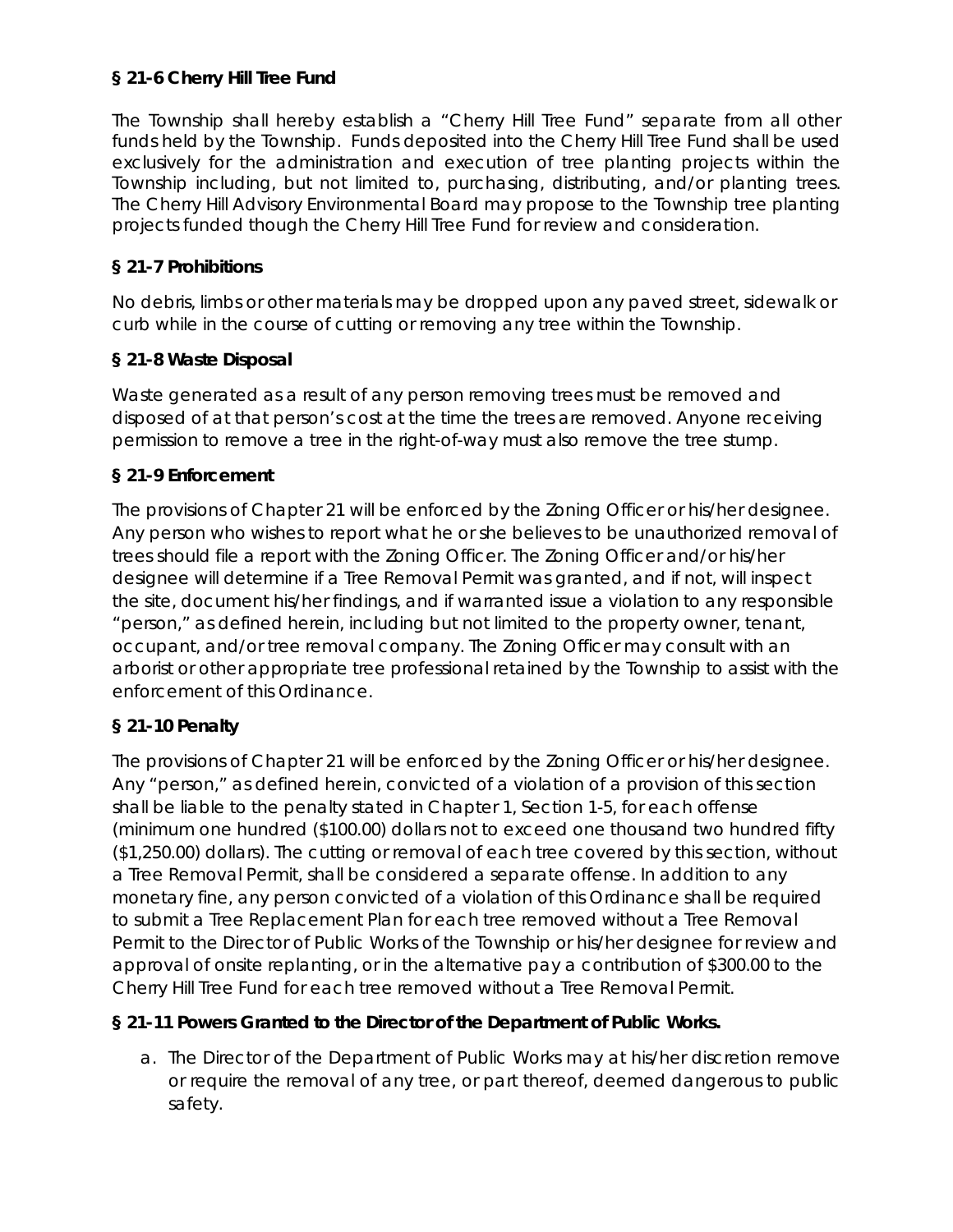### § 21-6 Cherry Hill Tree Fund

The Township shall hereby establish a "Cherry Hill Tree Fund" separate from all other funds held by the Township. Funds deposited into the Cherry Hill Tree Fund shall be used exclusively for the administration and execution of tree planting projects within the Township including, but not limited to, purchasing, distributing, and/or planting trees. The Cherry Hill Advisory Environmental Board may propose to the Township tree planting projects funded though the Cherry Hill Tree Fund for review and consideration.

### § 21-7 Prohibitions

No debris, limbs or other materials may be dropped upon any paved street, sidewalk or curb while in the course of cutting or removing any tree within the Township.

### § 21-8 Waste Disposal

Waste generated as a result of any person removing trees must be removed and disposed of at that person's cost at the time the trees are removed. Anyone receiving permission to remove a tree in the right-of-way must also remove the tree stump.

### § 21-9 Enforcement

The provisions of Chapter 21 will be enforced by the Zoning Officer or his/her designee. Any person who wishes to report what he or she believes to be unauthorized removal of trees should file a report with the Zoning Officer. The Zoning Officer and/or his/her designee will determine if a Tree Removal Permit was granted, and if not, will inspect the site, document his/her findings, and if warranted issue a violation to any responsible "person," as defined herein, including but not limited to the property owner, tenant, occupant, and/or tree removal company. The Zoning Officer may consult with an arborist or other appropriate tree professional retained by the Township to assist with the enforcement of this Ordinance.

### § 21-10 Penalty

The provisions of Chapter 21 will be enforced by the Zoning Officer or his/her designee. Any "person," as defined herein, convicted of a violation of a provision of this section shall be liable to the penalty stated in Chapter 1, Section 1-5, for each offense (minimum one hundred ($100.00) dollars not to exceed one thousand two hundred fifty ($1,250.00) dollars). The cutting or removal of each tree covered by this section, without a Tree Removal Permit, shall be considered a separate offense. In addition to any monetary fine, any person convicted of a violation of this Ordinance shall be required to submit a Tree Replacement Plan for each tree removed without a Tree Removal Permit to the Director of Public Works of the Township or his/her designee for review and approval of onsite replanting, or in the alternative pay a contribution of $300.00 to the Cherry Hill Tree Fund for each tree removed without a Tree Removal Permit.

### § 21-11 Powers Granted to the Director of the Department of Public Works.

a. The Director of the Department of Public Works may at his/her discretion remove or require the removal of any tree, or part thereof, deemed dangerous to public safety.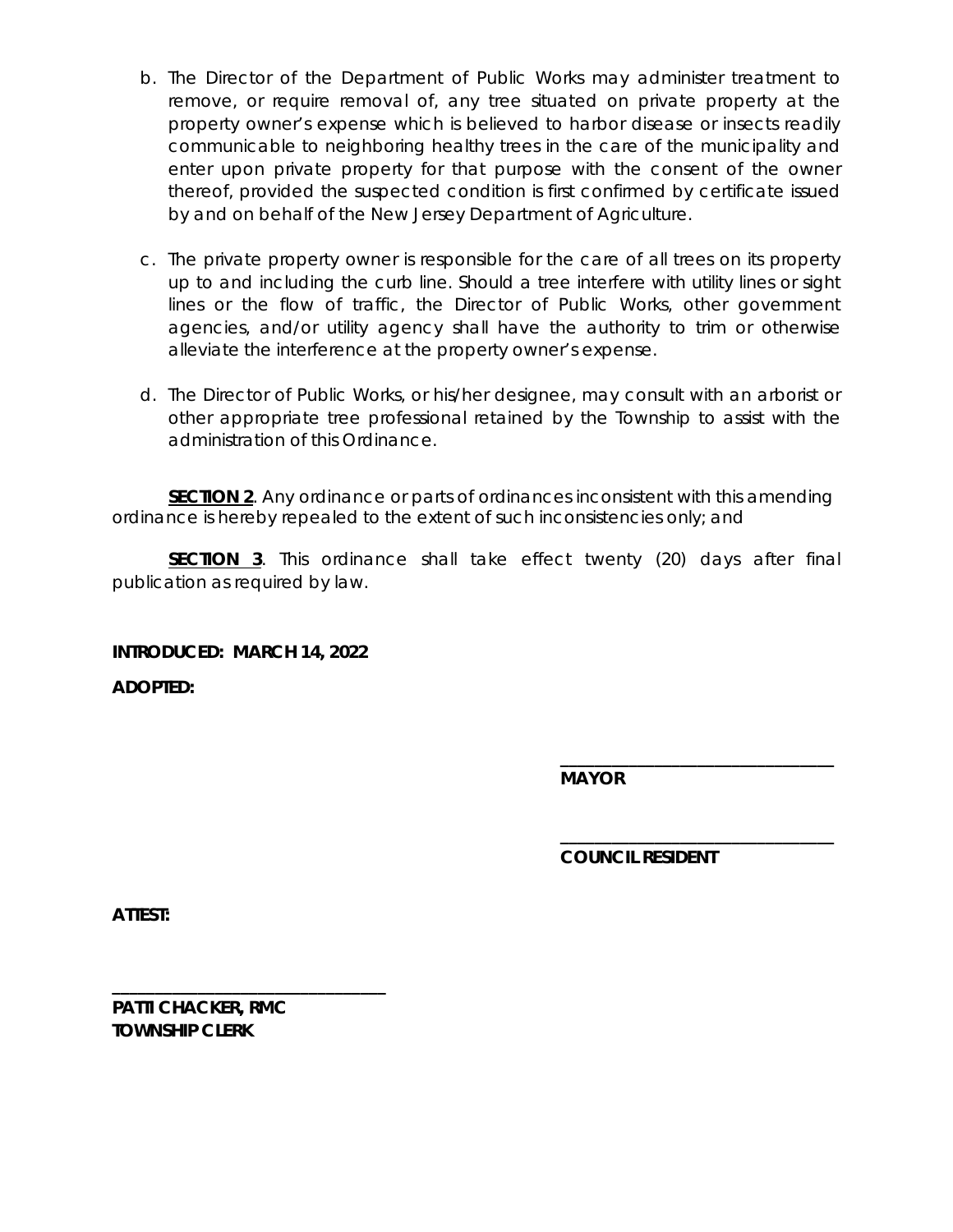b. The Director of the Department of Public Works may administer treatment to remove, or require removal of, any tree situated on private property at the property owner's expense which is believed to harbor disease or insects readily communicable to neighboring healthy trees in the care of the municipality and enter upon private property for that purpose with the consent of the owner thereof, provided the suspected condition is first confirmed by certificate issued by and on behalf of the New Jersey Department of Agriculture.

c. The private property owner is responsible for the care of all trees on its property up to and including the curb line. Should a tree interfere with utility lines or sight lines or the flow of traffic, the Director of Public Works, other government agencies, and/or utility agency shall have the authority to trim or otherwise alleviate the interference at the property owner's expense.

d. The Director of Public Works, or his/her designee, may consult with an arborist or other appropriate tree professional retained by the Township to assist with the administration of this Ordinance.

**SECTION 2**. Any ordinance or parts of ordinances inconsistent with this amending ordinance is hereby repealed to the extent of such inconsistencies only; and

**SECTION 3**. This ordinance shall take effect twenty (20) days after final publication as required by law.

**INTRODUCED: MARCH 14, 2022**

**ADOPTED:**

\_\_\_\_\_\_\_\_\_\_\_\_\_\_\_\_\_\_\_\_\_\_\_\_\_\_\_\_\_\_\_\_
**MAYOR**

\_\_\_\_\_\_\_\_\_\_\_\_\_\_\_\_\_\_\_\_\_\_\_\_\_\_\_\_\_\_\_\_
**COUNCIL RESIDENT**

**ATTEST:**

\_\_\_\_\_\_\_\_\_\_\_\_\_\_\_\_\_\_\_\_\_\_\_\_\_\_\_\_\_\_\_\_
**PATTI CHACKER, RMC**
**TOWNSHIP CLERK**